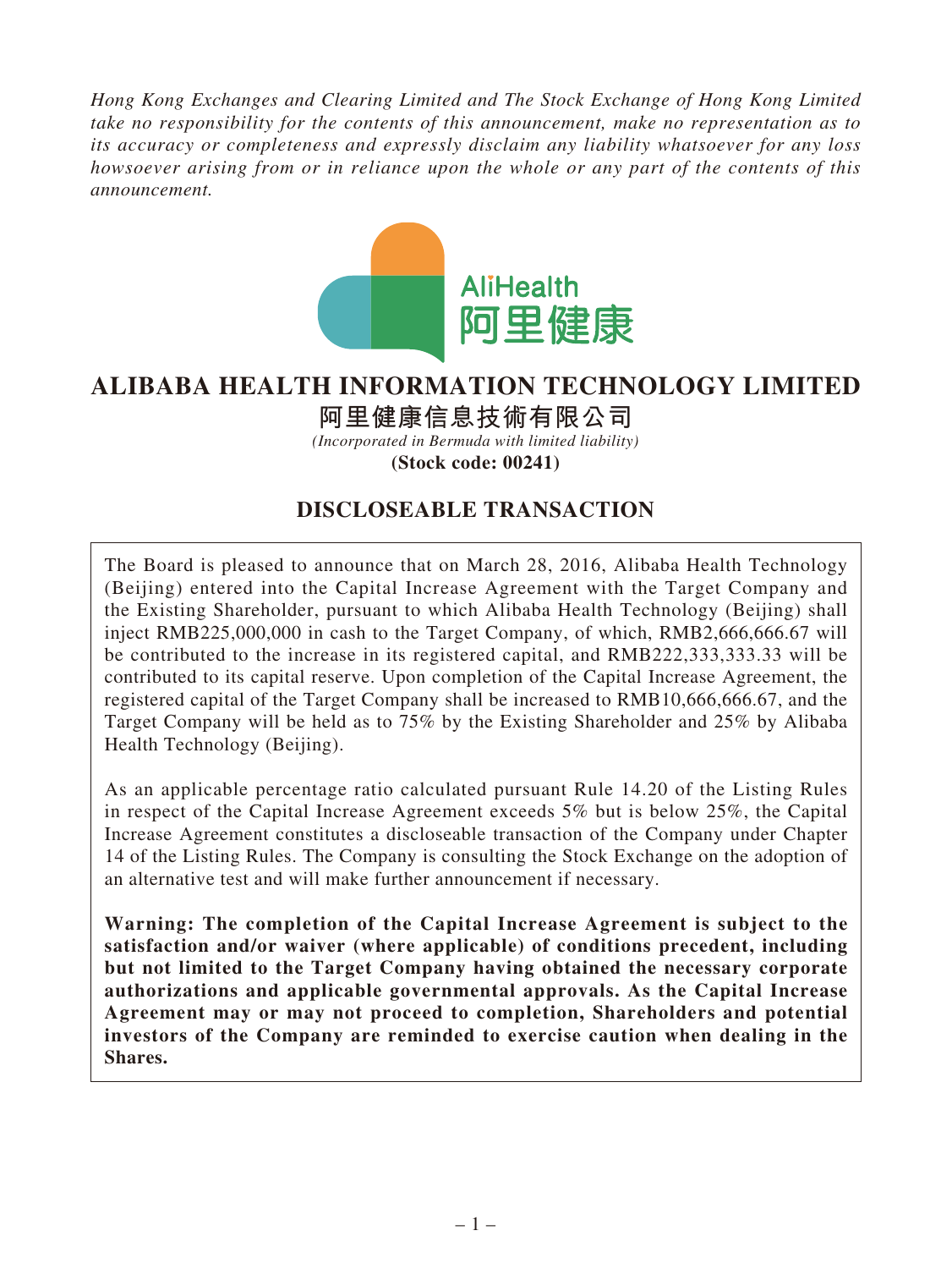*Hong Kong Exchanges and Clearing Limited and The Stock Exchange of Hong Kong Limited take no responsibility for the contents of this announcement, make no representation as to its accuracy or completeness and expressly disclaim any liability whatsoever for any loss howsoever arising from or in reliance upon the whole or any part of the contents of this announcement.*

AliHealth
阿里健康

# ALIBABA HEALTH INFORMATION TECHNOLOGY LIMITED

**阿里健康信息技術有限公司**

*(Incorporated in Bermuda with limited liability)*

**(Stock code: 00241)**

## DISCLOSEABLE TRANSACTION

The Board is pleased to announce that on March 28, 2016, Alibaba Health Technology (Beijing) entered into the Capital Increase Agreement with the Target Company and the Existing Shareholder, pursuant to which Alibaba Health Technology (Beijing) shall inject RMB225,000,000 in cash to the Target Company, of which, RMB2,666,666.67 will be contributed to the increase in its registered capital, and RMB222,333,333.33 will be contributed to its capital reserve. Upon completion of the Capital Increase Agreement, the registered capital of the Target Company shall be increased to RMB10,666,666.67, and the Target Company will be held as to 75% by the Existing Shareholder and 25% by Alibaba Health Technology (Beijing).

As an applicable percentage ratio calculated pursuant Rule 14.20 of the Listing Rules in respect of the Capital Increase Agreement exceeds 5% but is below 25%, the Capital Increase Agreement constitutes a discloseable transaction of the Company under Chapter 14 of the Listing Rules. The Company is consulting the Stock Exchange on the adoption of an alternative test and will make further announcement if necessary.

**Warning: The completion of the Capital Increase Agreement is subject to the satisfaction and/or waiver (where applicable) of conditions precedent, including but not limited to the Target Company having obtained the necessary corporate authorizations and applicable governmental approvals. As the Capital Increase Agreement may or may not proceed to completion, Shareholders and potential investors of the Company are reminded to exercise caution when dealing in the Shares.**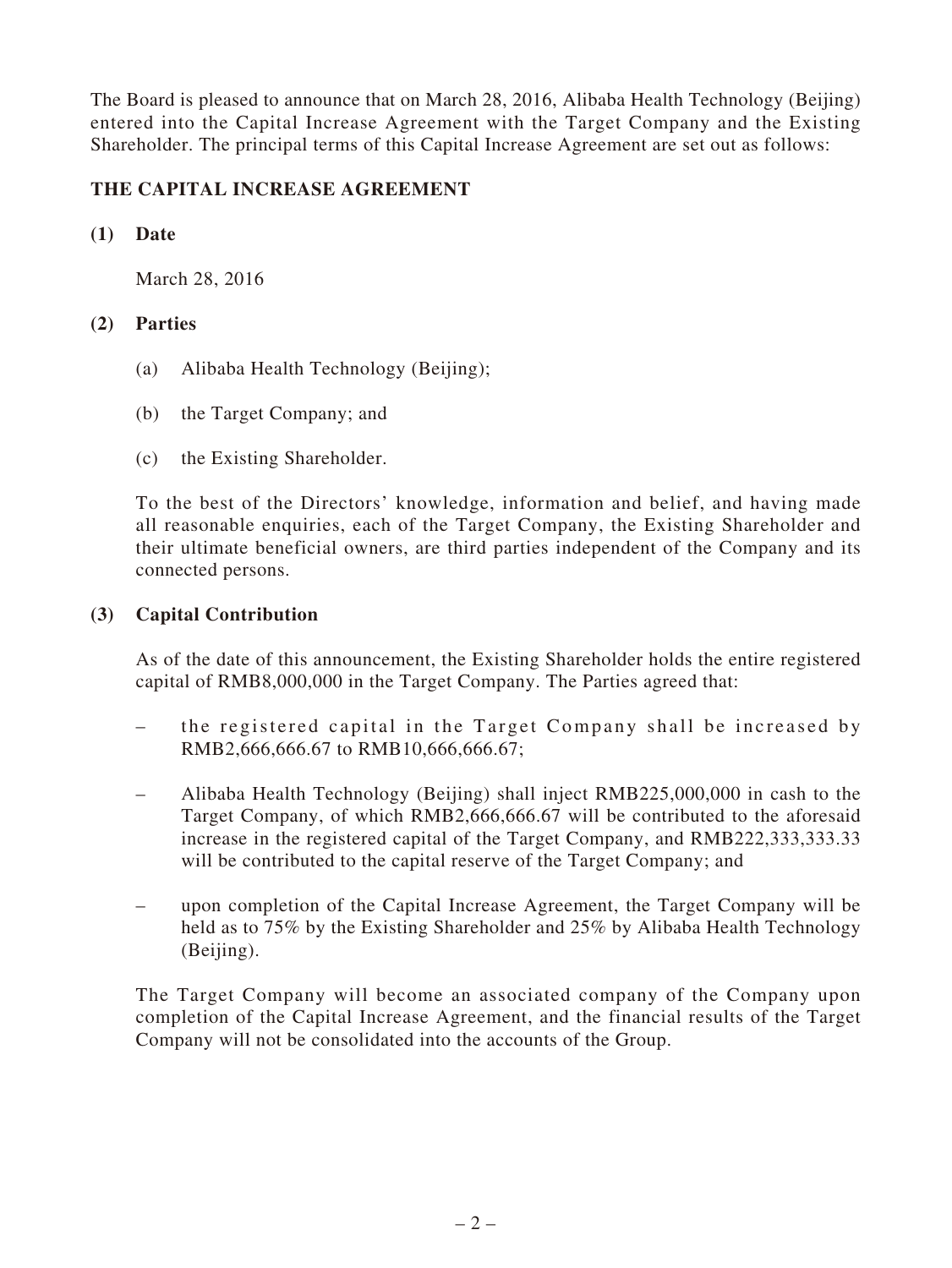The Board is pleased to announce that on March 28, 2016, Alibaba Health Technology (Beijing) entered into the Capital Increase Agreement with the Target Company and the Existing Shareholder. The principal terms of this Capital Increase Agreement are set out as follows:

## THE CAPITAL INCREASE AGREEMENT

### (1) Date

March 28, 2016

### (2) Parties

(a) Alibaba Health Technology (Beijing);

(b) the Target Company; and

(c) the Existing Shareholder.

To the best of the Directors' knowledge, information and belief, and having made all reasonable enquiries, each of the Target Company, the Existing Shareholder and their ultimate beneficial owners, are third parties independent of the Company and its connected persons.

### (3) Capital Contribution

As of the date of this announcement, the Existing Shareholder holds the entire registered capital of RMB8,000,000 in the Target Company. The Parties agreed that:

– the registered capital in the Target Company shall be increased by RMB2,666,666.67 to RMB10,666,666.67;

– Alibaba Health Technology (Beijing) shall inject RMB225,000,000 in cash to the Target Company, of which RMB2,666,666.67 will be contributed to the aforesaid increase in the registered capital of the Target Company, and RMB222,333,333.33 will be contributed to the capital reserve of the Target Company; and

– upon completion of the Capital Increase Agreement, the Target Company will be held as to 75% by the Existing Shareholder and 25% by Alibaba Health Technology (Beijing).

The Target Company will become an associated company of the Company upon completion of the Capital Increase Agreement, and the financial results of the Target Company will not be consolidated into the accounts of the Group.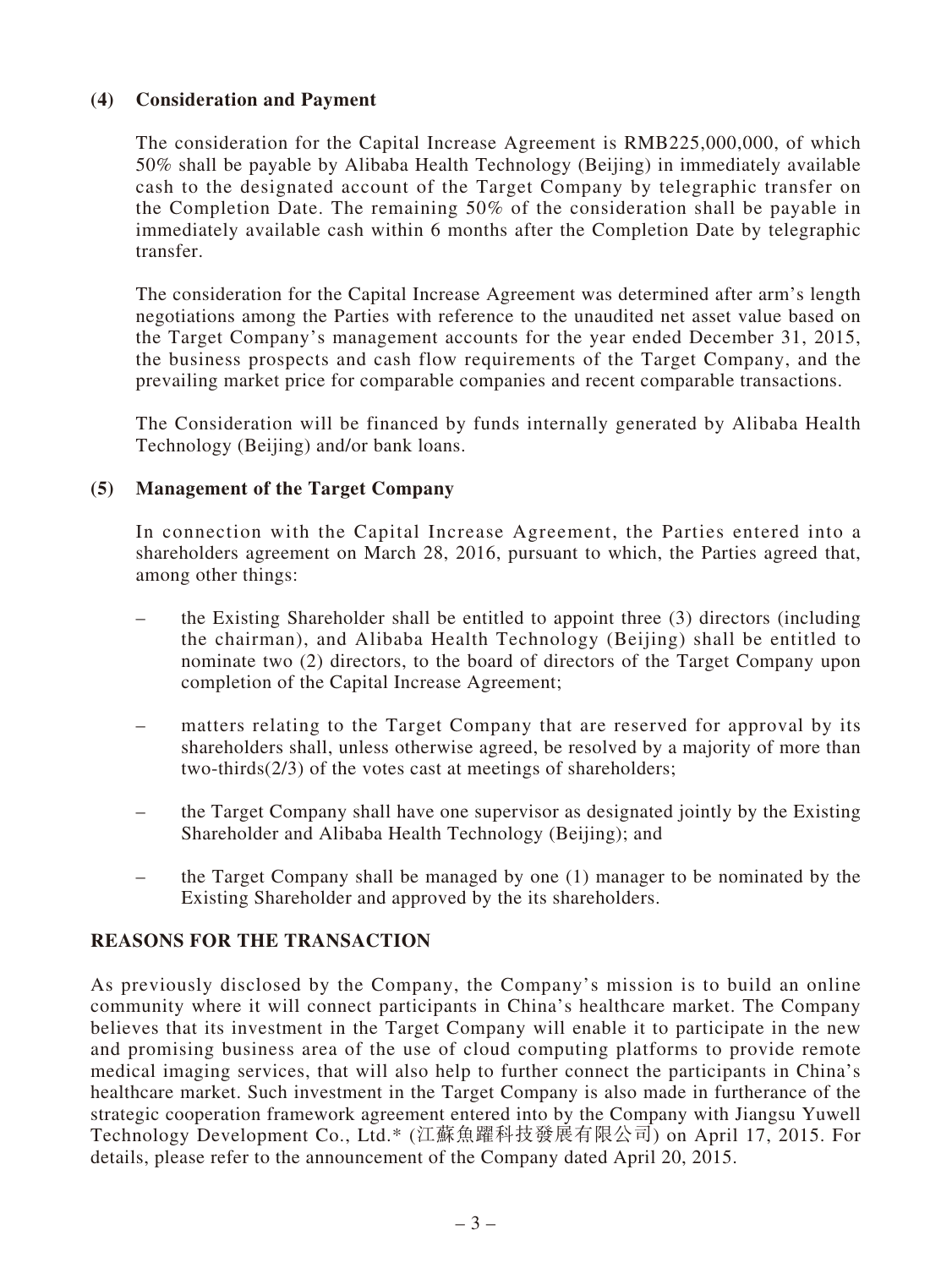**(4) Consideration and Payment**

The consideration for the Capital Increase Agreement is RMB225,000,000, of which 50% shall be payable by Alibaba Health Technology (Beijing) in immediately available cash to the designated account of the Target Company by telegraphic transfer on the Completion Date. The remaining 50% of the consideration shall be payable in immediately available cash within 6 months after the Completion Date by telegraphic transfer.

The consideration for the Capital Increase Agreement was determined after arm's length negotiations among the Parties with reference to the unaudited net asset value based on the Target Company's management accounts for the year ended December 31, 2015, the business prospects and cash flow requirements of the Target Company, and the prevailing market price for comparable companies and recent comparable transactions.

The Consideration will be financed by funds internally generated by Alibaba Health Technology (Beijing) and/or bank loans.

**(5) Management of the Target Company**

In connection with the Capital Increase Agreement, the Parties entered into a shareholders agreement on March 28, 2016, pursuant to which, the Parties agreed that, among other things:

- the Existing Shareholder shall be entitled to appoint three (3) directors (including the chairman), and Alibaba Health Technology (Beijing) shall be entitled to nominate two (2) directors, to the board of directors of the Target Company upon completion of the Capital Increase Agreement;
- matters relating to the Target Company that are reserved for approval by its shareholders shall, unless otherwise agreed, be resolved by a majority of more than two-thirds(2/3) of the votes cast at meetings of shareholders;
- the Target Company shall have one supervisor as designated jointly by the Existing Shareholder and Alibaba Health Technology (Beijing); and
- the Target Company shall be managed by one (1) manager to be nominated by the Existing Shareholder and approved by the its shareholders.

**REASONS FOR THE TRANSACTION**

As previously disclosed by the Company, the Company's mission is to build an online community where it will connect participants in China's healthcare market. The Company believes that its investment in the Target Company will enable it to participate in the new and promising business area of the use of cloud computing platforms to provide remote medical imaging services, that will also help to further connect the participants in China's healthcare market. Such investment in the Target Company is also made in furtherance of the strategic cooperation framework agreement entered into by the Company with Jiangsu Yuwell Technology Development Co., Ltd.* (江蘇魚躍科技發展有限公司) on April 17, 2015. For details, please refer to the announcement of the Company dated April 20, 2015.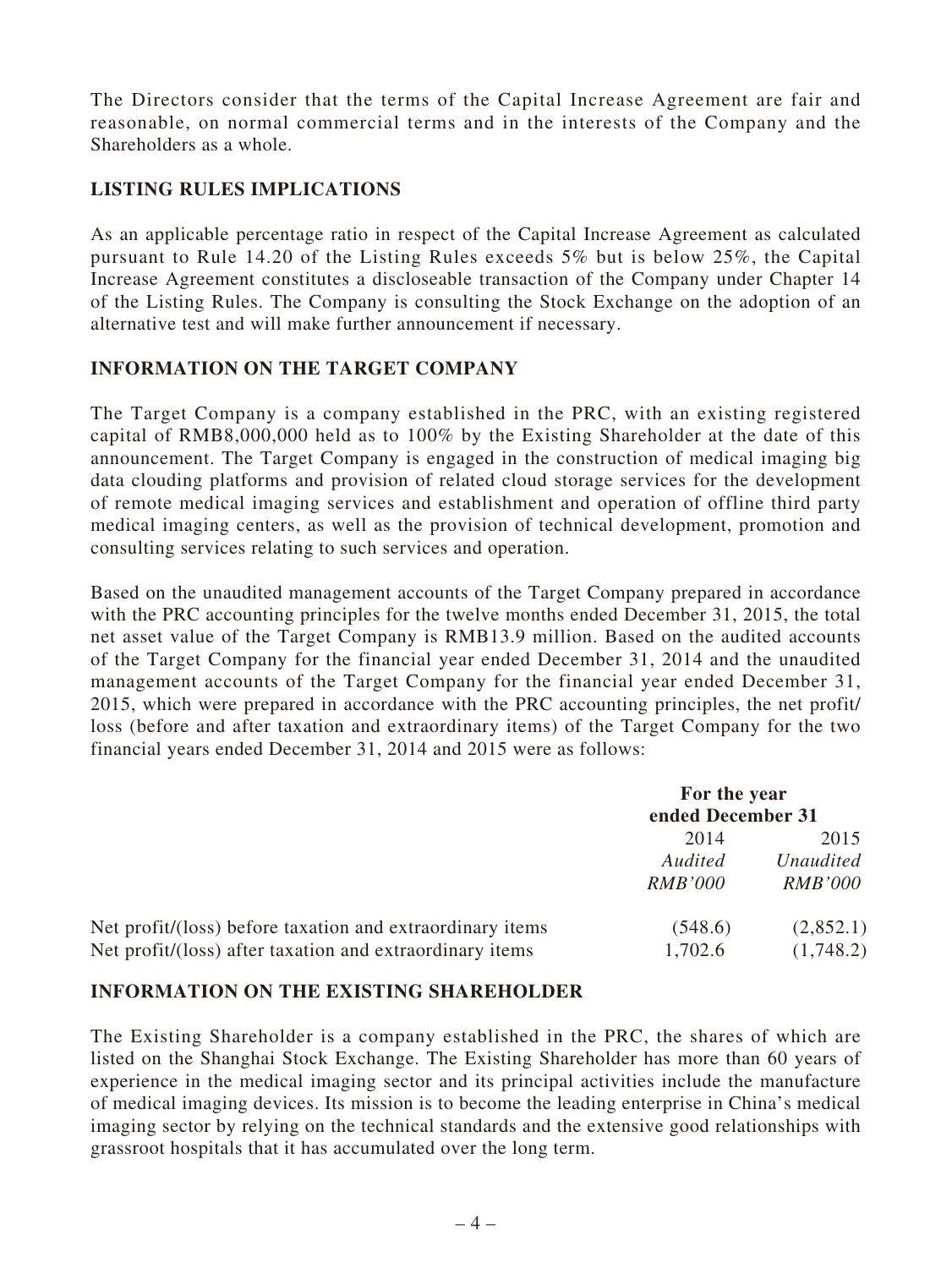The Directors consider that the terms of the Capital Increase Agreement are fair and reasonable, on normal commercial terms and in the interests of the Company and the Shareholders as a whole.

## LISTING RULES IMPLICATIONS

As an applicable percentage ratio in respect of the Capital Increase Agreement as calculated pursuant to Rule 14.20 of the Listing Rules exceeds 5% but is below 25%, the Capital Increase Agreement constitutes a discloseable transaction of the Company under Chapter 14 of the Listing Rules. The Company is consulting the Stock Exchange on the adoption of an alternative test and will make further announcement if necessary.

## INFORMATION ON THE TARGET COMPANY

The Target Company is a company established in the PRC, with an existing registered capital of RMB8,000,000 held as to 100% by the Existing Shareholder at the date of this announcement. The Target Company is engaged in the construction of medical imaging big data clouding platforms and provision of related cloud storage services for the development of remote medical imaging services and establishment and operation of offline third party medical imaging centers, as well as the provision of technical development, promotion and consulting services relating to such services and operation.

Based on the unaudited management accounts of the Target Company prepared in accordance with the PRC accounting principles for the twelve months ended December 31, 2015, the total net asset value of the Target Company is RMB13.9 million. Based on the audited accounts of the Target Company for the financial year ended December 31, 2014 and the unaudited management accounts of the Target Company for the financial year ended December 31, 2015, which were prepared in accordance with the PRC accounting principles, the net profit/loss (before and after taxation and extraordinary items) of the Target Company for the two financial years ended December 31, 2014 and 2015 were as follows:

| | **For the year ended December 31** | |
|---|---|---|
| | 2014 | 2015 |
| | *Audited* | *Unaudited* |
| | *RMB'000* | *RMB'000* |
| Net profit/(loss) before taxation and extraordinary items | (548.6) | (2,852.1) |
| Net profit/(loss) after taxation and extraordinary items | 1,702.6 | (1,748.2) |

## INFORMATION ON THE EXISTING SHAREHOLDER

The Existing Shareholder is a company established in the PRC, the shares of which are listed on the Shanghai Stock Exchange. The Existing Shareholder has more than 60 years of experience in the medical imaging sector and its principal activities include the manufacture of medical imaging devices. Its mission is to become the leading enterprise in China's medical imaging sector by relying on the technical standards and the extensive good relationships with grassroot hospitals that it has accumulated over the long term.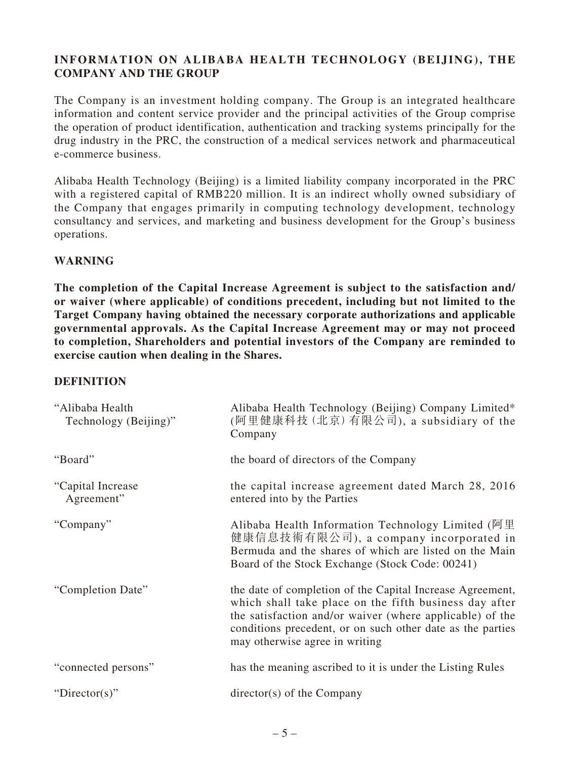## INFORMATION ON ALIBABA HEALTH TECHNOLOGY (BEIJING), THE COMPANY AND THE GROUP

The Company is an investment holding company. The Group is an integrated healthcare information and content service provider and the principal activities of the Group comprise the operation of product identification, authentication and tracking systems principally for the drug industry in the PRC, the construction of a medical services network and pharmaceutical e-commerce business.

Alibaba Health Technology (Beijing) is a limited liability company incorporated in the PRC with a registered capital of RMB220 million. It is an indirect wholly owned subsidiary of the Company that engages primarily in computing technology development, technology consultancy and services, and marketing and business development for the Group's business operations.

## WARNING

**The completion of the Capital Increase Agreement is subject to the satisfaction and/or waiver (where applicable) of conditions precedent, including but not limited to the Target Company having obtained the necessary corporate authorizations and applicable governmental approvals. As the Capital Increase Agreement may or may not proceed to completion, Shareholders and potential investors of the Company are reminded to exercise caution when dealing in the Shares.**

## DEFINITION

| | |
|---|---|
| "Alibaba Health Technology (Beijing)" | Alibaba Health Technology (Beijing) Company Limited* (阿里健康科技(北京)有限公司), a subsidiary of the Company |
| "Board" | the board of directors of the Company |
| "Capital Increase Agreement" | the capital increase agreement dated March 28, 2016 entered into by the Parties |
| "Company" | Alibaba Health Information Technology Limited (阿里健康信息技術有限公司), a company incorporated in Bermuda and the shares of which are listed on the Main Board of the Stock Exchange (Stock Code: 00241) |
| "Completion Date" | the date of completion of the Capital Increase Agreement, which shall take place on the fifth business day after the satisfaction and/or waiver (where applicable) of the conditions precedent, or on such other date as the parties may otherwise agree in writing |
| "connected persons" | has the meaning ascribed to it is under the Listing Rules |
| "Director(s)" | director(s) of the Company |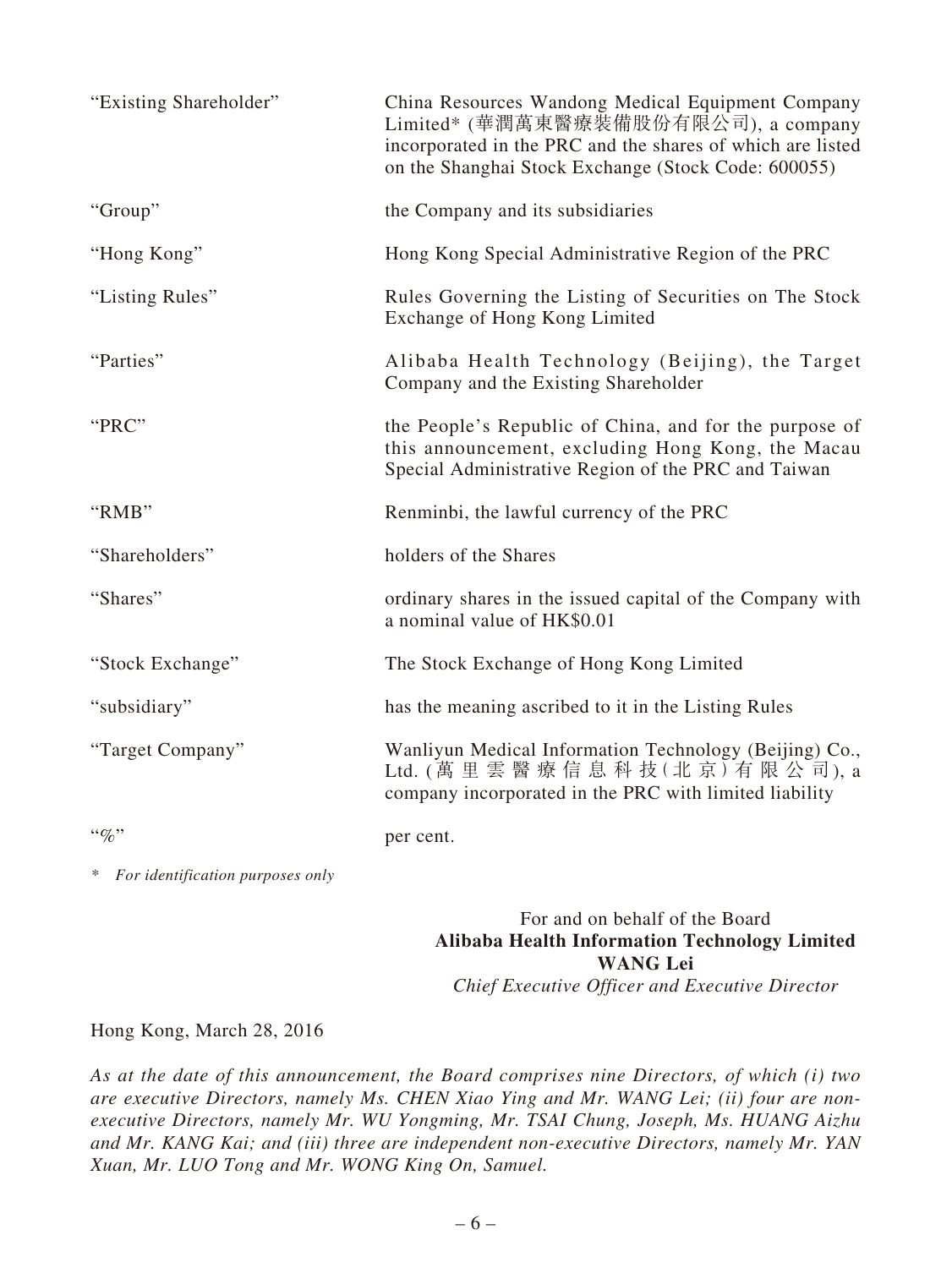| | |
|---|---|
| "Existing Shareholder" | China Resources Wandong Medical Equipment Company Limited* (華潤萬東醫療裝備股份有限公司), a company incorporated in the PRC and the shares of which are listed on the Shanghai Stock Exchange (Stock Code: 600055) |
| "Group" | the Company and its subsidiaries |
| "Hong Kong" | Hong Kong Special Administrative Region of the PRC |
| "Listing Rules" | Rules Governing the Listing of Securities on The Stock Exchange of Hong Kong Limited |
| "Parties" | Alibaba Health Technology (Beijing), the Target Company and the Existing Shareholder |
| "PRC" | the People's Republic of China, and for the purpose of this announcement, excluding Hong Kong, the Macau Special Administrative Region of the PRC and Taiwan |
| "RMB" | Renminbi, the lawful currency of the PRC |
| "Shareholders" | holders of the Shares |
| "Shares" | ordinary shares in the issued capital of the Company with a nominal value of HK$0.01 |
| "Stock Exchange" | The Stock Exchange of Hong Kong Limited |
| "subsidiary" | has the meaning ascribed to it in the Listing Rules |
| "Target Company" | Wanliyun Medical Information Technology (Beijing) Co., Ltd. (萬里雲醫療信息科技(北京)有限公司), a company incorporated in the PRC with limited liability |
| "%" | per cent. |

* *For identification purposes only*

For and on behalf of the Board
**Alibaba Health Information Technology Limited**
**WANG Lei**
*Chief Executive Officer and Executive Director*

Hong Kong, March 28, 2016

*As at the date of this announcement, the Board comprises nine Directors, of which (i) two are executive Directors, namely Ms. CHEN Xiao Ying and Mr. WANG Lei; (ii) four are non-executive Directors, namely Mr. WU Yongming, Mr. TSAI Chung, Joseph, Ms. HUANG Aizhu and Mr. KANG Kai; and (iii) three are independent non-executive Directors, namely Mr. YAN Xuan, Mr. LUO Tong and Mr. WONG King On, Samuel.*